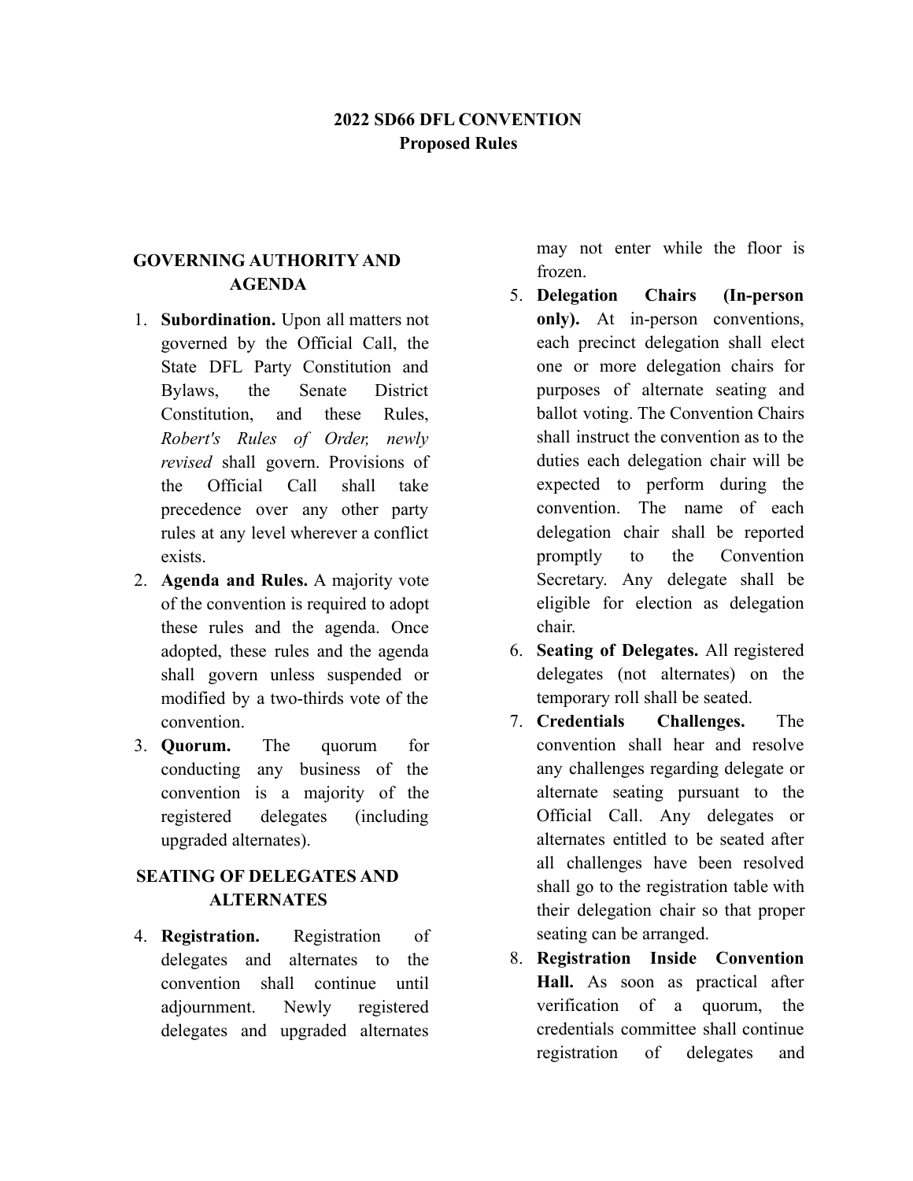# 2022 SD66 DFL CONVENTION
## Proposed Rules

### GOVERNING AUTHORITY AND AGENDA

1. **Subordination.** Upon all matters not governed by the Official Call, the State DFL Party Constitution and Bylaws, the Senate District Constitution, and these Rules, *Robert's Rules of Order, newly revised* shall govern. Provisions of the Official Call shall take precedence over any other party rules at any level wherever a conflict exists.
2. **Agenda and Rules.** A majority vote of the convention is required to adopt these rules and the agenda. Once adopted, these rules and the agenda shall govern unless suspended or modified by a two-thirds vote of the convention.
3. **Quorum.** The quorum for conducting any business of the convention is a majority of the registered delegates (including upgraded alternates).

### SEATING OF DELEGATES AND ALTERNATES

4. **Registration.** Registration of delegates and alternates to the convention shall continue until adjournment. Newly registered delegates and upgraded alternates may not enter while the floor is frozen.
5. **Delegation Chairs (In-person only).** At in-person conventions, each precinct delegation shall elect one or more delegation chairs for purposes of alternate seating and ballot voting. The Convention Chairs shall instruct the convention as to the duties each delegation chair will be expected to perform during the convention. The name of each delegation chair shall be reported promptly to the Convention Secretary. Any delegate shall be eligible for election as delegation chair.
6. **Seating of Delegates.** All registered delegates (not alternates) on the temporary roll shall be seated.
7. **Credentials Challenges.** The convention shall hear and resolve any challenges regarding delegate or alternate seating pursuant to the Official Call. Any delegates or alternates entitled to be seated after all challenges have been resolved shall go to the registration table with their delegation chair so that proper seating can be arranged.
8. **Registration Inside Convention Hall.** As soon as practical after verification of a quorum, the credentials committee shall continue registration of delegates and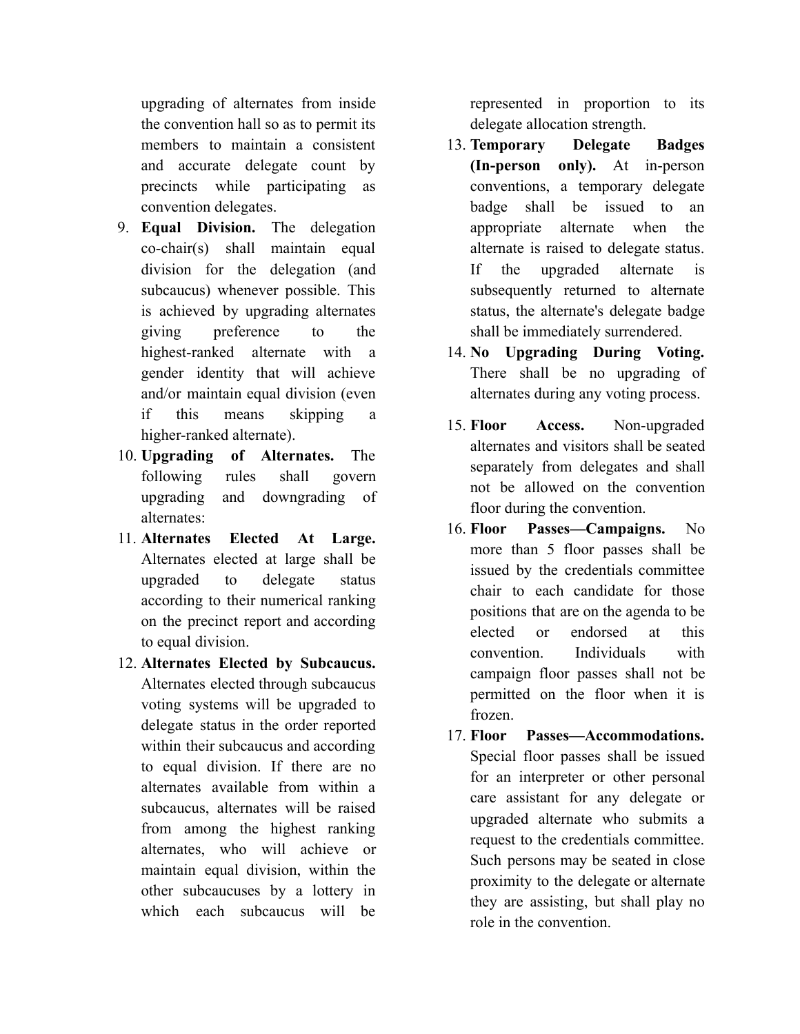upgrading of alternates from inside the convention hall so as to permit its members to maintain a consistent and accurate delegate count by precincts while participating as convention delegates.

9. **Equal Division.** The delegation co-chair(s) shall maintain equal division for the delegation (and subcaucus) whenever possible. This is achieved by upgrading alternates giving preference to the highest-ranked alternate with a gender identity that will achieve and/or maintain equal division (even if this means skipping a higher-ranked alternate).
10. **Upgrading of Alternates.** The following rules shall govern upgrading and downgrading of alternates:
11. **Alternates Elected At Large.** Alternates elected at large shall be upgraded to delegate status according to their numerical ranking on the precinct report and according to equal division.
12. **Alternates Elected by Subcaucus.** Alternates elected through subcaucus voting systems will be upgraded to delegate status in the order reported within their subcaucus and according to equal division. If there are no alternates available from within a subcaucus, alternates will be raised from among the highest ranking alternates, who will achieve or maintain equal division, within the other subcaucuses by a lottery in which each subcaucus will be represented in proportion to its delegate allocation strength.
13. **Temporary Delegate Badges (In-person only).** At in-person conventions, a temporary delegate badge shall be issued to an appropriate alternate when the alternate is raised to delegate status. If the upgraded alternate is subsequently returned to alternate status, the alternate's delegate badge shall be immediately surrendered.
14. **No Upgrading During Voting.** There shall be no upgrading of alternates during any voting process.
15. **Floor Access.** Non-upgraded alternates and visitors shall be seated separately from delegates and shall not be allowed on the convention floor during the convention.
16. **Floor Passes—Campaigns.** No more than 5 floor passes shall be issued by the credentials committee chair to each candidate for those positions that are on the agenda to be elected or endorsed at this convention. Individuals with campaign floor passes shall not be permitted on the floor when it is frozen.
17. **Floor Passes—Accommodations.** Special floor passes shall be issued for an interpreter or other personal care assistant for any delegate or upgraded alternate who submits a request to the credentials committee. Such persons may be seated in close proximity to the delegate or alternate they are assisting, but shall play no role in the convention.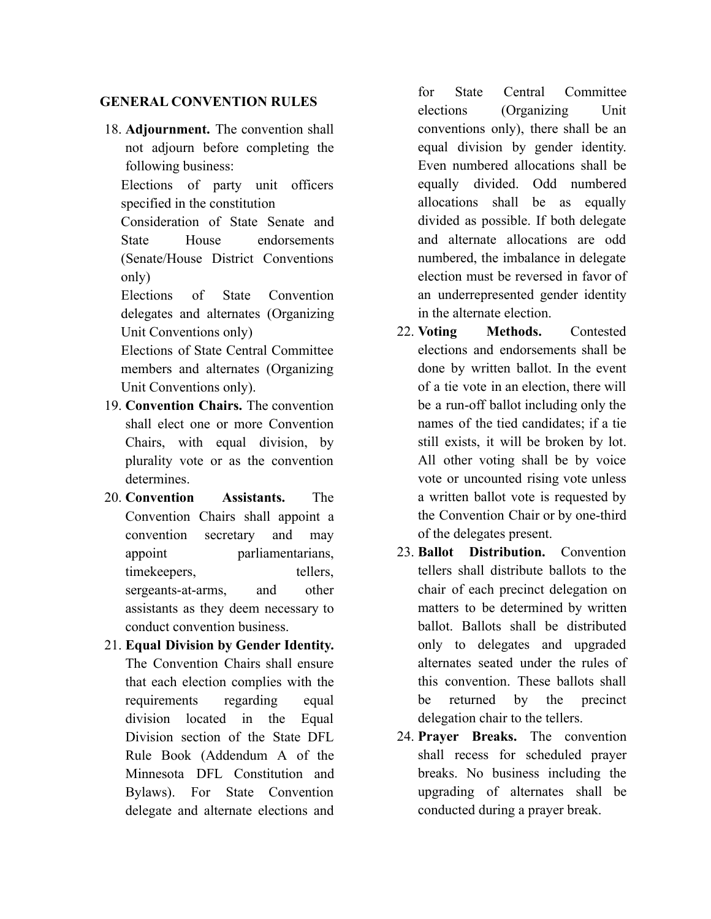## GENERAL CONVENTION RULES

18. **Adjournment.** The convention shall not adjourn before completing the following business:

    Elections of party unit officers specified in the constitution

    Consideration of State Senate and State House endorsements (Senate/House District Conventions only)

    Elections of State Convention delegates and alternates (Organizing Unit Conventions only)

    Elections of State Central Committee members and alternates (Organizing Unit Conventions only).

19. **Convention Chairs.** The convention shall elect one or more Convention Chairs, with equal division, by plurality vote or as the convention determines.

20. **Convention Assistants.** The Convention Chairs shall appoint a convention secretary and may appoint parliamentarians, timekeepers, tellers, sergeants-at-arms, and other assistants as they deem necessary to conduct convention business.

21. **Equal Division by Gender Identity.** The Convention Chairs shall ensure that each election complies with the requirements regarding equal division located in the Equal Division section of the State DFL Rule Book (Addendum A of the Minnesota DFL Constitution and Bylaws). For State Convention delegate and alternate elections and for State Central Committee elections (Organizing Unit conventions only), there shall be an equal division by gender identity. Even numbered allocations shall be equally divided. Odd numbered allocations shall be as equally divided as possible. If both delegate and alternate allocations are odd numbered, the imbalance in delegate election must be reversed in favor of an underrepresented gender identity in the alternate election.

22. **Voting Methods.** Contested elections and endorsements shall be done by written ballot. In the event of a tie vote in an election, there will be a run-off ballot including only the names of the tied candidates; if a tie still exists, it will be broken by lot. All other voting shall be by voice vote or uncounted rising vote unless a written ballot vote is requested by the Convention Chair or by one-third of the delegates present.

23. **Ballot Distribution.** Convention tellers shall distribute ballots to the chair of each precinct delegation on matters to be determined by written ballot. Ballots shall be distributed only to delegates and upgraded alternates seated under the rules of this convention. These ballots shall be returned by the precinct delegation chair to the tellers.

24. **Prayer Breaks.** The convention shall recess for scheduled prayer breaks. No business including the upgrading of alternates shall be conducted during a prayer break.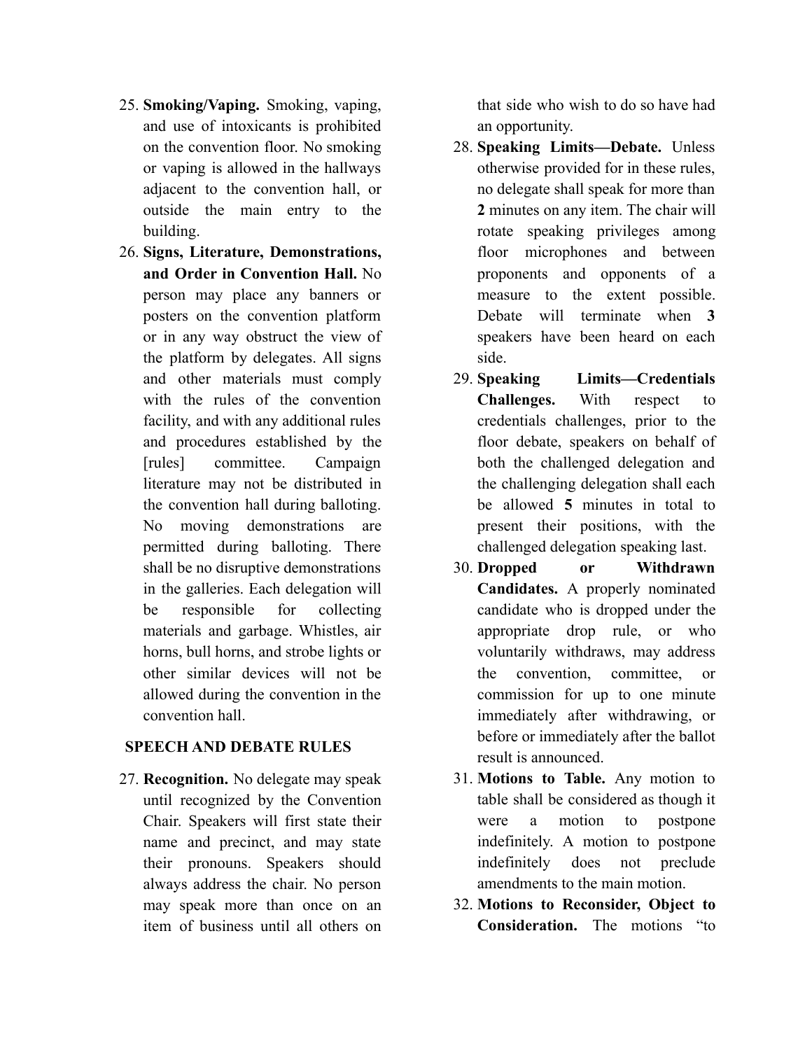25. **Smoking/Vaping.** Smoking, vaping, and use of intoxicants is prohibited on the convention floor. No smoking or vaping is allowed in the hallways adjacent to the convention hall, or outside the main entry to the building.
26. **Signs, Literature, Demonstrations, and Order in Convention Hall.** No person may place any banners or posters on the convention platform or in any way obstruct the view of the platform by delegates. All signs and other materials must comply with the rules of the convention facility, and with any additional rules and procedures established by the [rules] committee. Campaign literature may not be distributed in the convention hall during balloting. No moving demonstrations are permitted during balloting. There shall be no disruptive demonstrations in the galleries. Each delegation will be responsible for collecting materials and garbage. Whistles, air horns, bull horns, and strobe lights or other similar devices will not be allowed during the convention in the convention hall.

## SPEECH AND DEBATE RULES

27. **Recognition.** No delegate may speak until recognized by the Convention Chair. Speakers will first state their name and precinct, and may state their pronouns. Speakers should always address the chair. No person may speak more than once on an item of business until all others on that side who wish to do so have had an opportunity.
28. **Speaking Limits—Debate.** Unless otherwise provided for in these rules, no delegate shall speak for more than **2** minutes on any item. The chair will rotate speaking privileges among floor microphones and between proponents and opponents of a measure to the extent possible. Debate will terminate when **3** speakers have been heard on each side.
29. **Speaking Limits—Credentials Challenges.** With respect to credentials challenges, prior to the floor debate, speakers on behalf of both the challenged delegation and the challenging delegation shall each be allowed **5** minutes in total to present their positions, with the challenged delegation speaking last.
30. **Dropped or Withdrawn Candidates.** A properly nominated candidate who is dropped under the appropriate drop rule, or who voluntarily withdraws, may address the convention, committee, or commission for up to one minute immediately after withdrawing, or before or immediately after the ballot result is announced.
31. **Motions to Table.** Any motion to table shall be considered as though it were a motion to postpone indefinitely. A motion to postpone indefinitely does not preclude amendments to the main motion.
32. **Motions to Reconsider, Object to Consideration.** The motions "to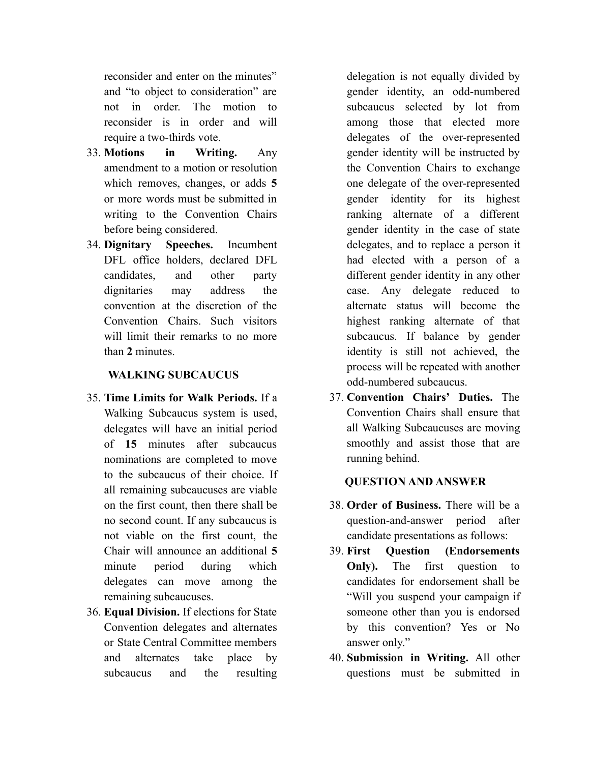reconsider and enter on the minutes" and "to object to consideration" are not in order. The motion to reconsider is in order and will require a two-thirds vote.

33. **Motions in Writing.** Any amendment to a motion or resolution which removes, changes, or adds **5** or more words must be submitted in writing to the Convention Chairs before being considered.
34. **Dignitary Speeches.** Incumbent DFL office holders, declared DFL candidates, and other party dignitaries may address the convention at the discretion of the Convention Chairs. Such visitors will limit their remarks to no more than **2** minutes.

## WALKING SUBCAUCUS

35. **Time Limits for Walk Periods.** If a Walking Subcaucus system is used, delegates will have an initial period of **15** minutes after subcaucus nominations are completed to move to the subcaucus of their choice. If all remaining subcaucuses are viable on the first count, then there shall be no second count. If any subcaucus is not viable on the first count, the Chair will announce an additional **5** minute period during which delegates can move among the remaining subcaucuses.
36. **Equal Division.** If elections for State Convention delegates and alternates or State Central Committee members and alternates take place by subcaucus and the resulting delegation is not equally divided by gender identity, an odd-numbered subcaucus selected by lot from among those that elected more delegates of the over-represented gender identity will be instructed by the Convention Chairs to exchange one delegate of the over-represented gender identity for its highest ranking alternate of a different gender identity in the case of state delegates, and to replace a person it had elected with a person of a different gender identity in any other case. Any delegate reduced to alternate status will become the highest ranking alternate of that subcaucus. If balance by gender identity is still not achieved, the process will be repeated with another odd-numbered subcaucus.
37. **Convention Chairs' Duties.** The Convention Chairs shall ensure that all Walking Subcaucuses are moving smoothly and assist those that are running behind.

## QUESTION AND ANSWER

38. **Order of Business.** There will be a question-and-answer period after candidate presentations as follows:
39. **First Question (Endorsements Only).** The first question to candidates for endorsement shall be "Will you suspend your campaign if someone other than you is endorsed by this convention? Yes or No answer only."
40. **Submission in Writing.** All other questions must be submitted in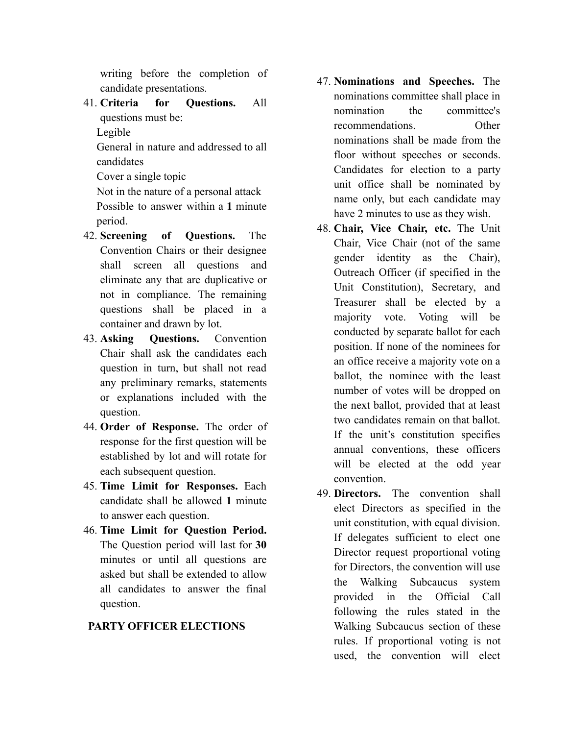writing before the completion of candidate presentations.

41. **Criteria for Questions.** All questions must be:

    Legible

    General in nature and addressed to all candidates

    Cover a single topic

    Not in the nature of a personal attack

    Possible to answer within a **1** minute period.

42. **Screening of Questions.** The Convention Chairs or their designee shall screen all questions and eliminate any that are duplicative or not in compliance. The remaining questions shall be placed in a container and drawn by lot.
43. **Asking Questions.** Convention Chair shall ask the candidates each question in turn, but shall not read any preliminary remarks, statements or explanations included with the question.
44. **Order of Response.** The order of response for the first question will be established by lot and will rotate for each subsequent question.
45. **Time Limit for Responses.** Each candidate shall be allowed **1** minute to answer each question.
46. **Time Limit for Question Period.** The Question period will last for **30** minutes or until all questions are asked but shall be extended to allow all candidates to answer the final question.

## PARTY OFFICER ELECTIONS

47. **Nominations and Speeches.** The nominations committee shall place in nomination the committee's recommendations. Other nominations shall be made from the floor without speeches or seconds. Candidates for election to a party unit office shall be nominated by name only, but each candidate may have 2 minutes to use as they wish.
48. **Chair, Vice Chair, etc.** The Unit Chair, Vice Chair (not of the same gender identity as the Chair), Outreach Officer (if specified in the Unit Constitution), Secretary, and Treasurer shall be elected by a majority vote. Voting will be conducted by separate ballot for each position. If none of the nominees for an office receive a majority vote on a ballot, the nominee with the least number of votes will be dropped on the next ballot, provided that at least two candidates remain on that ballot. If the unit's constitution specifies annual conventions, these officers will be elected at the odd year convention.
49. **Directors.** The convention shall elect Directors as specified in the unit constitution, with equal division. If delegates sufficient to elect one Director request proportional voting for Directors, the convention will use the Walking Subcaucus system provided in the Official Call following the rules stated in the Walking Subcaucus section of these rules. If proportional voting is not used, the convention will elect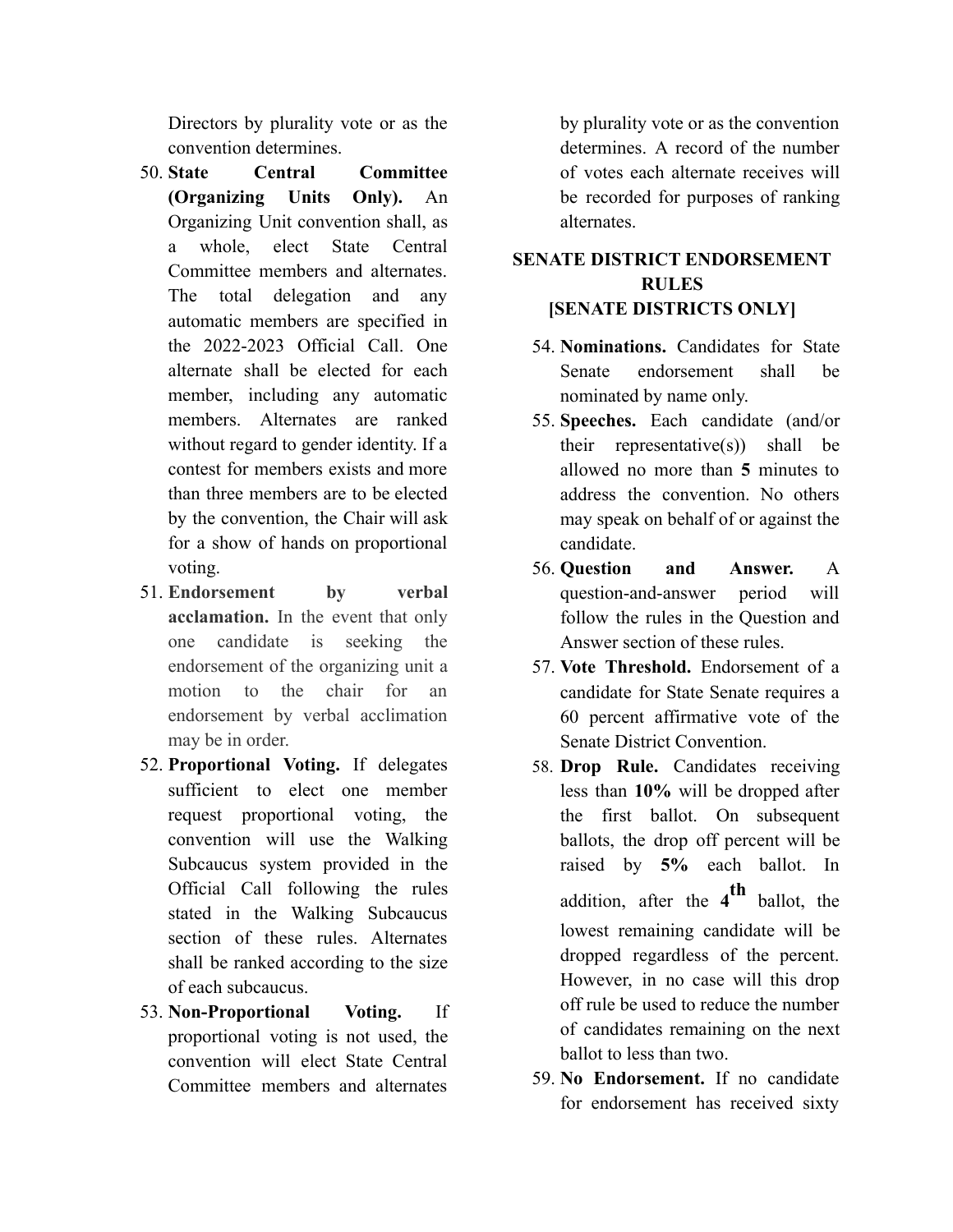Directors by plurality vote or as the convention determines.

50. **State Central Committee (Organizing Units Only).** An Organizing Unit convention shall, as a whole, elect State Central Committee members and alternates. The total delegation and any automatic members are specified in the 2022-2023 Official Call. One alternate shall be elected for each member, including any automatic members. Alternates are ranked without regard to gender identity. If a contest for members exists and more than three members are to be elected by the convention, the Chair will ask for a show of hands on proportional voting.
51. **Endorsement by verbal acclamation.** In the event that only one candidate is seeking the endorsement of the organizing unit a motion to the chair for an endorsement by verbal acclimation may be in order.
52. **Proportional Voting.** If delegates sufficient to elect one member request proportional voting, the convention will use the Walking Subcaucus system provided in the Official Call following the rules stated in the Walking Subcaucus section of these rules. Alternates shall be ranked according to the size of each subcaucus.
53. **Non-Proportional Voting.** If proportional voting is not used, the convention will elect State Central Committee members and alternates by plurality vote or as the convention determines. A record of the number of votes each alternate receives will be recorded for purposes of ranking alternates.

## SENATE DISTRICT ENDORSEMENT RULES [SENATE DISTRICTS ONLY]

54. **Nominations.** Candidates for State Senate endorsement shall be nominated by name only.
55. **Speeches.** Each candidate (and/or their representative(s)) shall be allowed no more than **5** minutes to address the convention. No others may speak on behalf of or against the candidate.
56. **Question and Answer.** A question-and-answer period will follow the rules in the Question and Answer section of these rules.
57. **Vote Threshold.** Endorsement of a candidate for State Senate requires a 60 percent affirmative vote of the Senate District Convention.
58. **Drop Rule.** Candidates receiving less than **10%** will be dropped after the first ballot. On subsequent ballots, the drop off percent will be raised by **5%** each ballot. In addition, after the **4th** ballot, the lowest remaining candidate will be dropped regardless of the percent. However, in no case will this drop off rule be used to reduce the number of candidates remaining on the next ballot to less than two.
59. **No Endorsement.** If no candidate for endorsement has received sixty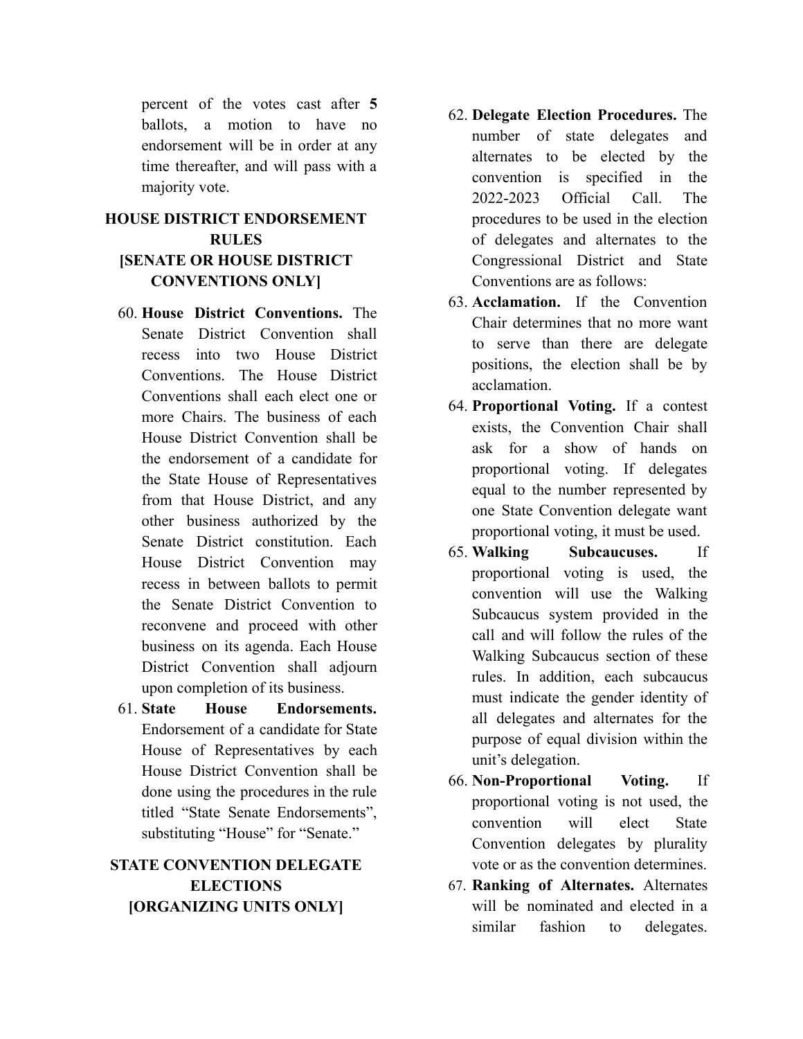percent of the votes cast after **5** ballots, a motion to have no endorsement will be in order at any time thereafter, and will pass with a majority vote.

## HOUSE DISTRICT ENDORSEMENT RULES [SENATE OR HOUSE DISTRICT CONVENTIONS ONLY]

60. **House District Conventions.** The Senate District Convention shall recess into two House District Conventions. The House District Conventions shall each elect one or more Chairs. The business of each House District Convention shall be the endorsement of a candidate for the State House of Representatives from that House District, and any other business authorized by the Senate District constitution. Each House District Convention may recess in between ballots to permit the Senate District Convention to reconvene and proceed with other business on its agenda. Each House District Convention shall adjourn upon completion of its business.
61. **State House Endorsements.** Endorsement of a candidate for State House of Representatives by each House District Convention shall be done using the procedures in the rule titled "State Senate Endorsements", substituting "House" for "Senate."

## STATE CONVENTION DELEGATE ELECTIONS [ORGANIZING UNITS ONLY]

62. **Delegate Election Procedures.** The number of state delegates and alternates to be elected by the convention is specified in the 2022-2023 Official Call. The procedures to be used in the election of delegates and alternates to the Congressional District and State Conventions are as follows:
63. **Acclamation.** If the Convention Chair determines that no more want to serve than there are delegate positions, the election shall be by acclamation.
64. **Proportional Voting.** If a contest exists, the Convention Chair shall ask for a show of hands on proportional voting. If delegates equal to the number represented by one State Convention delegate want proportional voting, it must be used.
65. **Walking Subcaucuses.** If proportional voting is used, the convention will use the Walking Subcaucus system provided in the call and will follow the rules of the Walking Subcaucus section of these rules. In addition, each subcaucus must indicate the gender identity of all delegates and alternates for the purpose of equal division within the unit's delegation.
66. **Non-Proportional Voting.** If proportional voting is not used, the convention will elect State Convention delegates by plurality vote or as the convention determines.
67. **Ranking of Alternates.** Alternates will be nominated and elected in a similar fashion to delegates.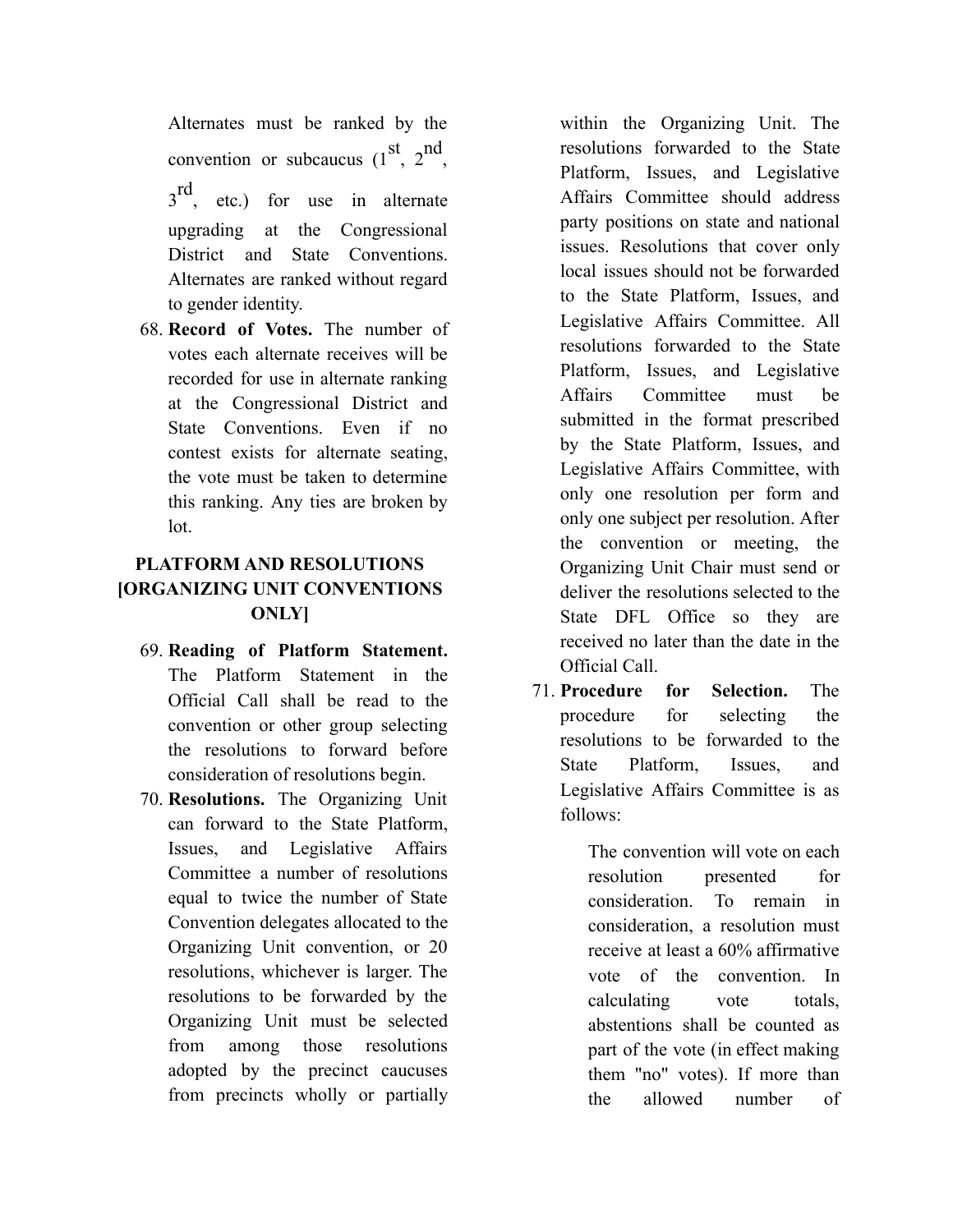Alternates must be ranked by the convention or subcaucus (1st, 2nd, 3rd, etc.) for use in alternate upgrading at the Congressional District and State Conventions. Alternates are ranked without regard to gender identity.

68. **Record of Votes.** The number of votes each alternate receives will be recorded for use in alternate ranking at the Congressional District and State Conventions. Even if no contest exists for alternate seating, the vote must be taken to determine this ranking. Any ties are broken by lot.

## PLATFORM AND RESOLUTIONS [ORGANIZING UNIT CONVENTIONS ONLY]

69. **Reading of Platform Statement.** The Platform Statement in the Official Call shall be read to the convention or other group selecting the resolutions to forward before consideration of resolutions begin.

70. **Resolutions.** The Organizing Unit can forward to the State Platform, Issues, and Legislative Affairs Committee a number of resolutions equal to twice the number of State Convention delegates allocated to the Organizing Unit convention, or 20 resolutions, whichever is larger. The resolutions to be forwarded by the Organizing Unit must be selected from among those resolutions adopted by the precinct caucuses from precincts wholly or partially within the Organizing Unit. The resolutions forwarded to the State Platform, Issues, and Legislative Affairs Committee should address party positions on state and national issues. Resolutions that cover only local issues should not be forwarded to the State Platform, Issues, and Legislative Affairs Committee. All resolutions forwarded to the State Platform, Issues, and Legislative Affairs Committee must be submitted in the format prescribed by the State Platform, Issues, and Legislative Affairs Committee, with only one resolution per form and only one subject per resolution. After the convention or meeting, the Organizing Unit Chair must send or deliver the resolutions selected to the State DFL Office so they are received no later than the date in the Official Call.

71. **Procedure for Selection.** The procedure for selecting the resolutions to be forwarded to the State Platform, Issues, and Legislative Affairs Committee is as follows:

    The convention will vote on each resolution presented for consideration. To remain in consideration, a resolution must receive at least a 60% affirmative vote of the convention. In calculating vote totals, abstentions shall be counted as part of the vote (in effect making them "no" votes). If more than the allowed number of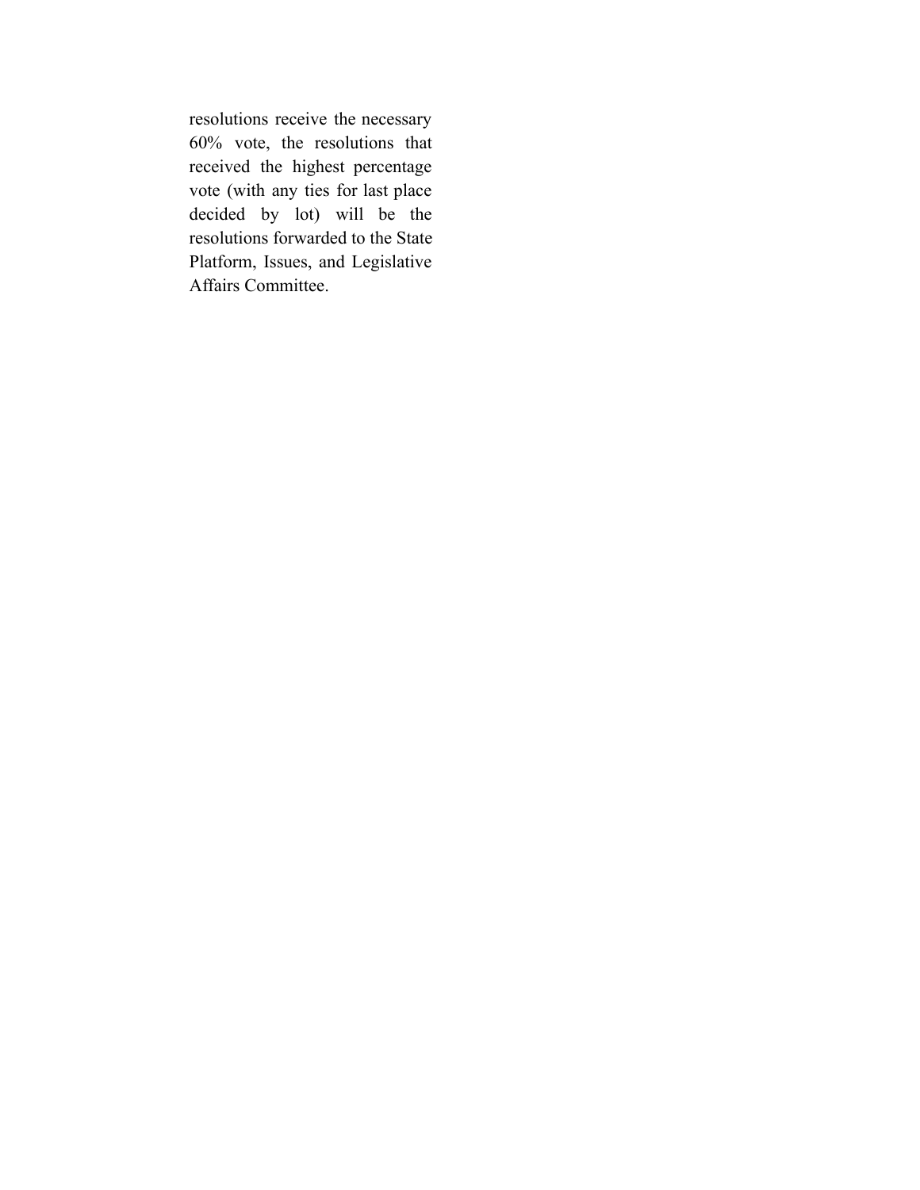resolutions receive the necessary 60% vote, the resolutions that received the highest percentage vote (with any ties for last place decided by lot) will be the resolutions forwarded to the State Platform, Issues, and Legislative Affairs Committee.